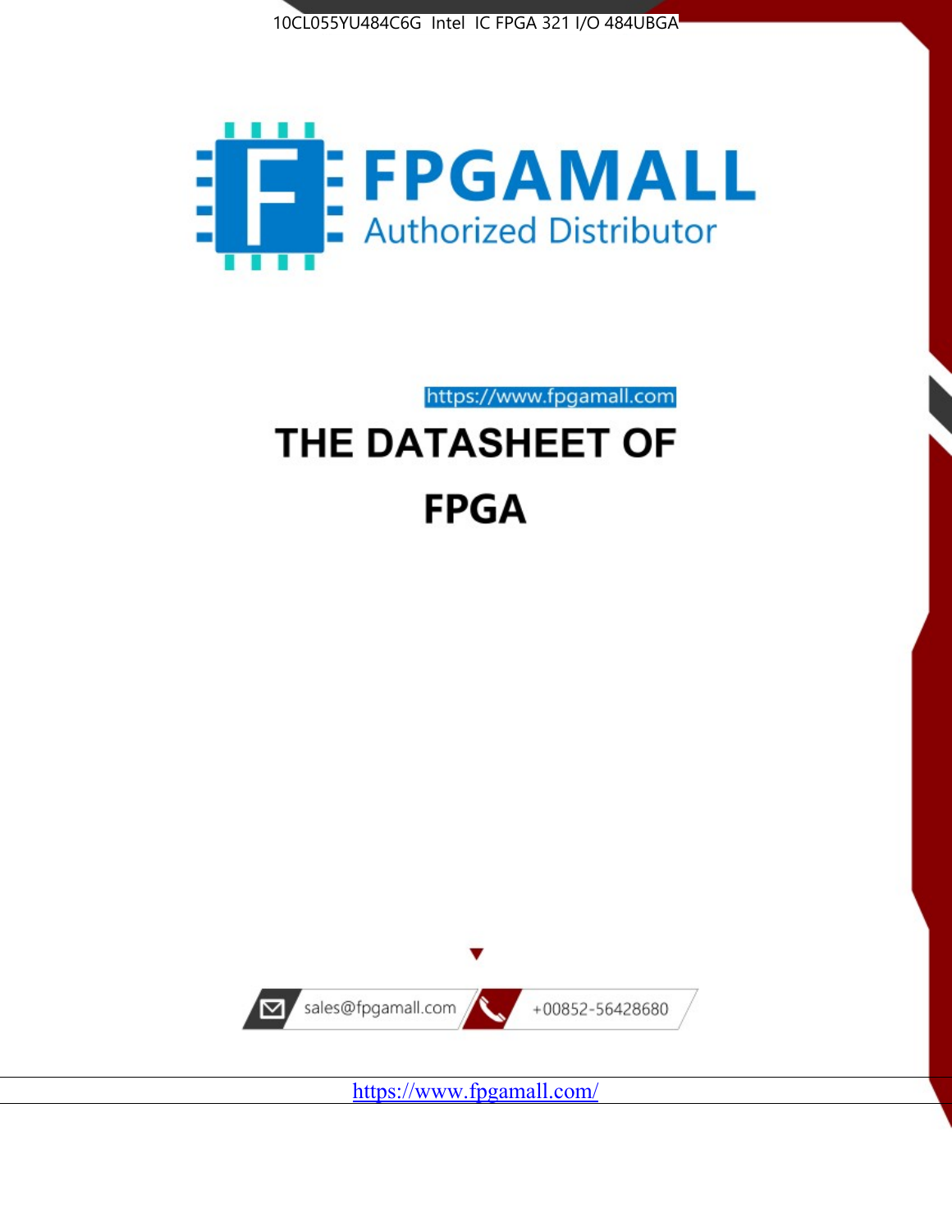10CL055YU484C6G Intel IC FPGA 321 I/O 484UBGA

FPGAMALL

Authorized Distributor

https://www.fpgamall.com

# THE DATASHEET OF

# FPGA

sales@fpgamall.com

+00852-56428680

https://www.fpgamall.com/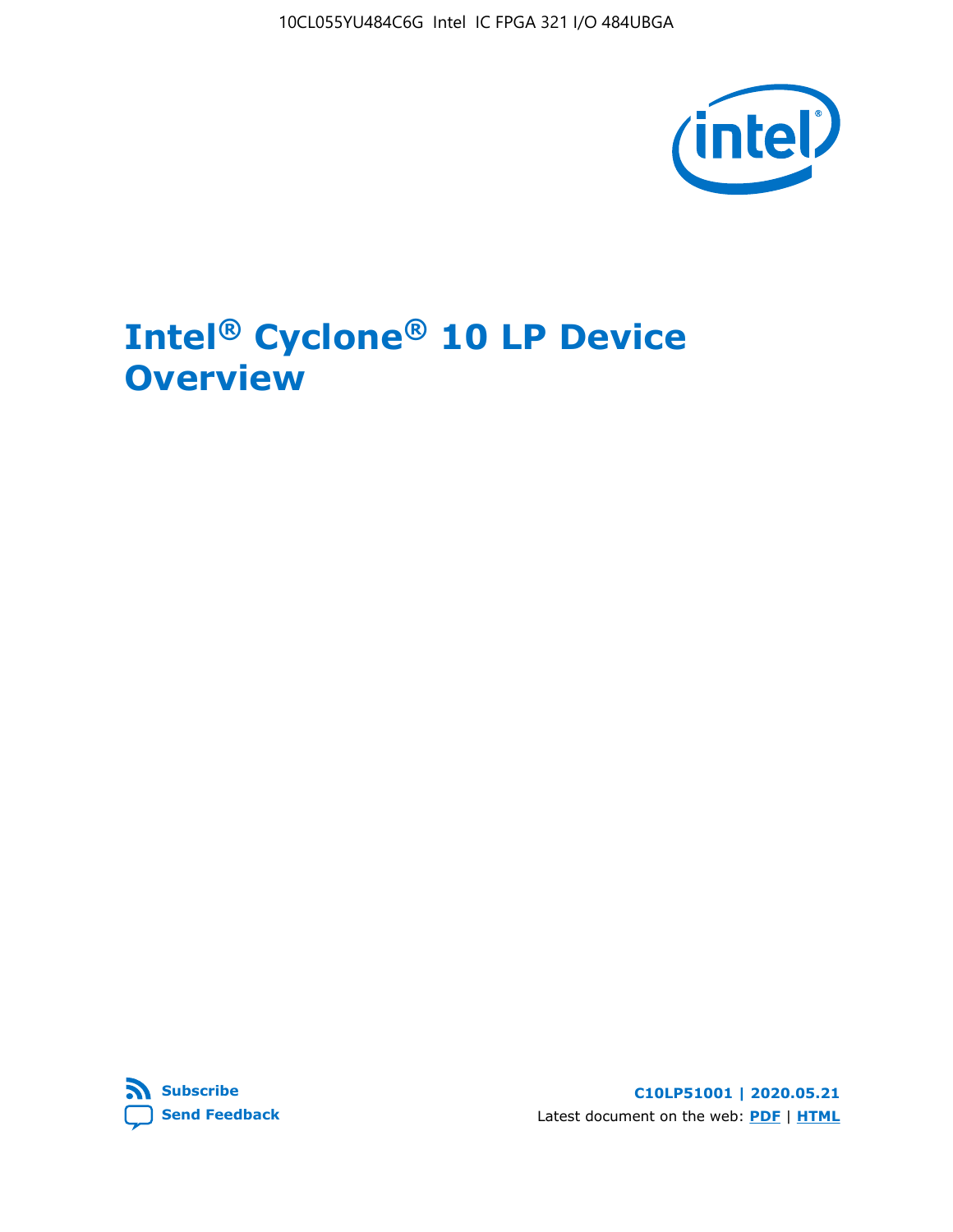# Intel® Cyclone® 10 LP Device Overview

Subscribe

Send Feedback

C10LP51001 | 2020.05.21

Latest document on the web: PDF | HTML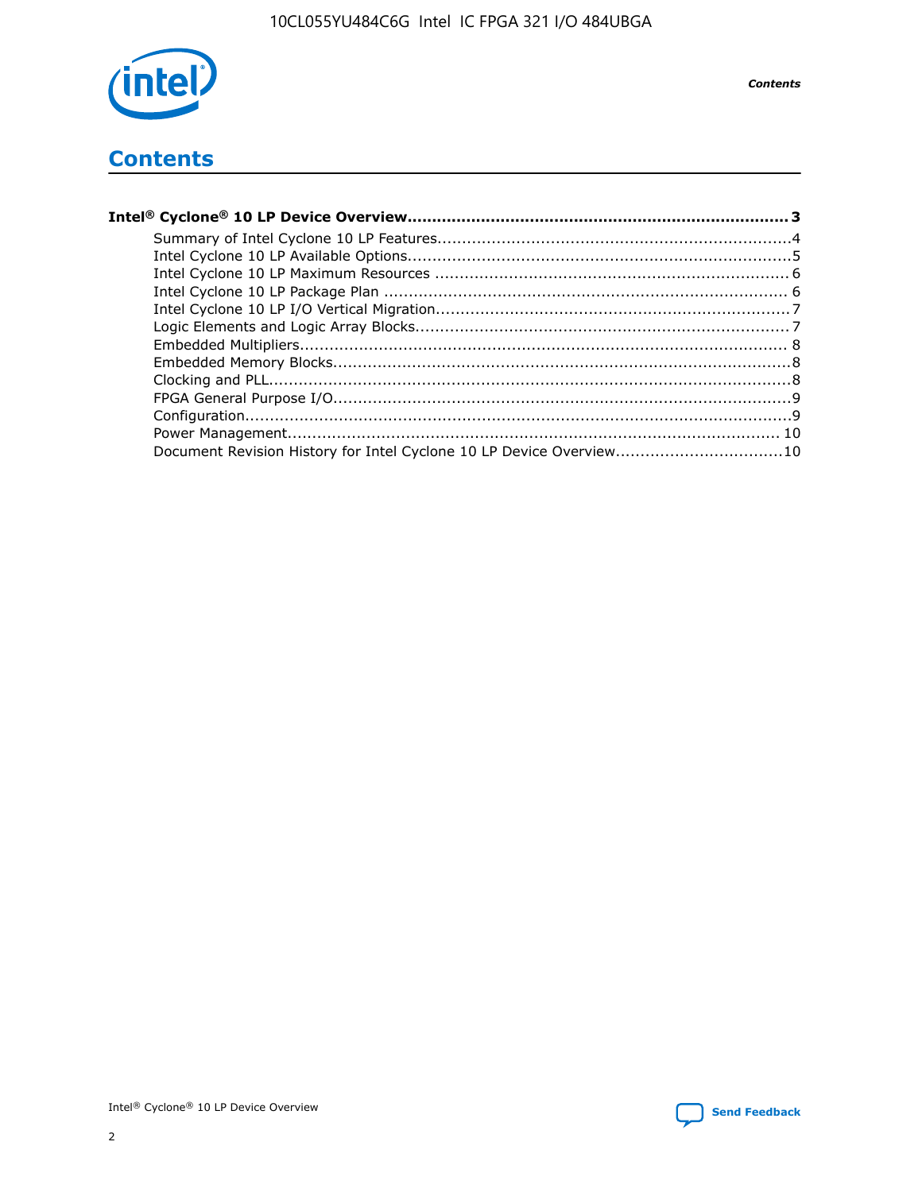# Contents

**Intel® Cyclone® 10 LP Device Overview......................................................................3**

- Summary of Intel Cyclone 10 LP Features.........................................................................4
- Intel Cyclone 10 LP Available Options..............................................................................5
- Intel Cyclone 10 LP Maximum Resources ........................................................................6
- Intel Cyclone 10 LP Package Plan ..................................................................................6
- Intel Cyclone 10 LP I/O Vertical Migration........................................................................7
- Logic Elements and Logic Array Blocks............................................................................7
- Embedded Multipliers....................................................................................................8
- Embedded Memory Blocks..............................................................................................8
- Clocking and PLL...........................................................................................................8
- FPGA General Purpose I/O..............................................................................................9
- Configuration.................................................................................................................9
- Power Management.....................................................................................................10
- Document Revision History for Intel Cyclone 10 LP Device Overview..................................10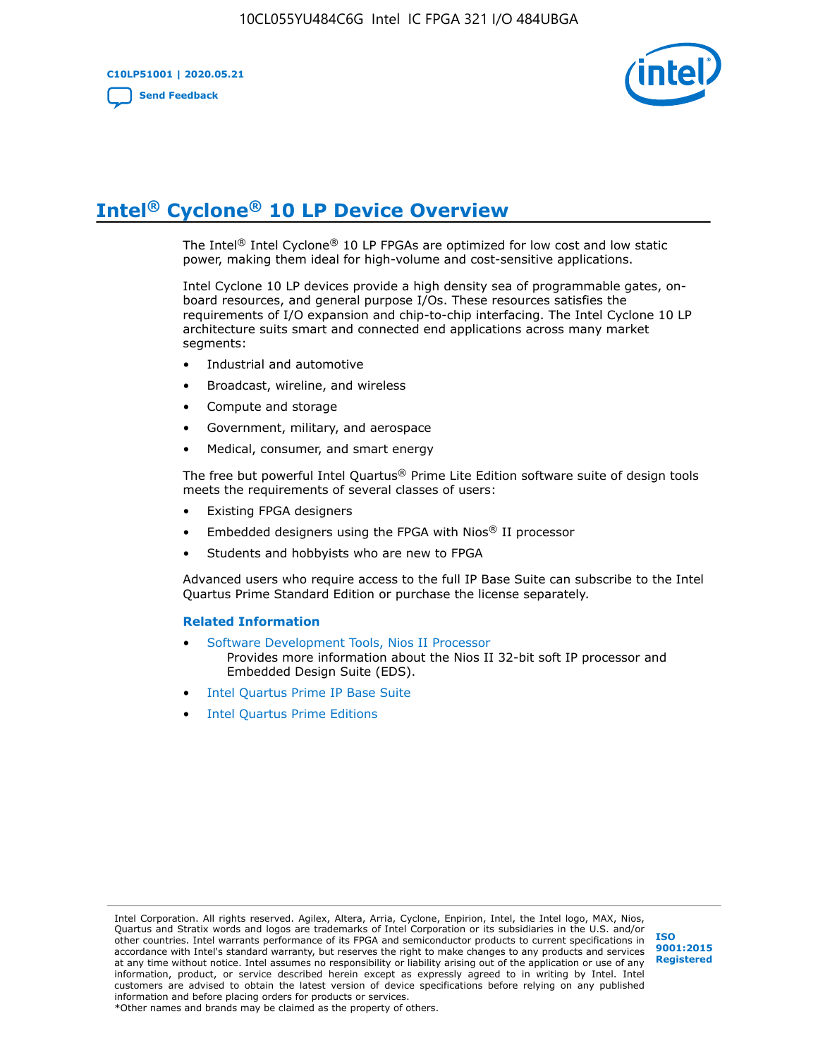# Intel® Cyclone® 10 LP Device Overview

The Intel® Intel Cyclone® 10 LP FPGAs are optimized for low cost and low static power, making them ideal for high-volume and cost-sensitive applications.

Intel Cyclone 10 LP devices provide a high density sea of programmable gates, on-board resources, and general purpose I/Os. These resources satisfies the requirements of I/O expansion and chip-to-chip interfacing. The Intel Cyclone 10 LP architecture suits smart and connected end applications across many market segments:

- Industrial and automotive
- Broadcast, wireline, and wireless
- Compute and storage
- Government, military, and aerospace
- Medical, consumer, and smart energy

The free but powerful Intel Quartus® Prime Lite Edition software suite of design tools meets the requirements of several classes of users:

- Existing FPGA designers
- Embedded designers using the FPGA with Nios® II processor
- Students and hobbyists who are new to FPGA

Advanced users who require access to the full IP Base Suite can subscribe to the Intel Quartus Prime Standard Edition or purchase the license separately.

**Related Information**

- Software Development Tools, Nios II Processor
  Provides more information about the Nios II 32-bit soft IP processor and Embedded Design Suite (EDS).
- Intel Quartus Prime IP Base Suite
- Intel Quartus Prime Editions

Intel Corporation. All rights reserved. Agilex, Altera, Arria, Cyclone, Enpirion, Intel, the Intel logo, MAX, Nios, Quartus and Stratix words and logos are trademarks of Intel Corporation or its subsidiaries in the U.S. and/or other countries. Intel warrants performance of its FPGA and semiconductor products to current specifications in accordance with Intel's standard warranty, but reserves the right to make changes to any products and services at any time without notice. Intel assumes no responsibility or liability arising out of the application or use of any information, product, or service described herein except as expressly agreed to in writing by Intel. Intel customers are advised to obtain the latest version of device specifications before relying on any published information and before placing orders for products or services.
*Other names and brands may be claimed as the property of others.

ISO 9001:2015 Registered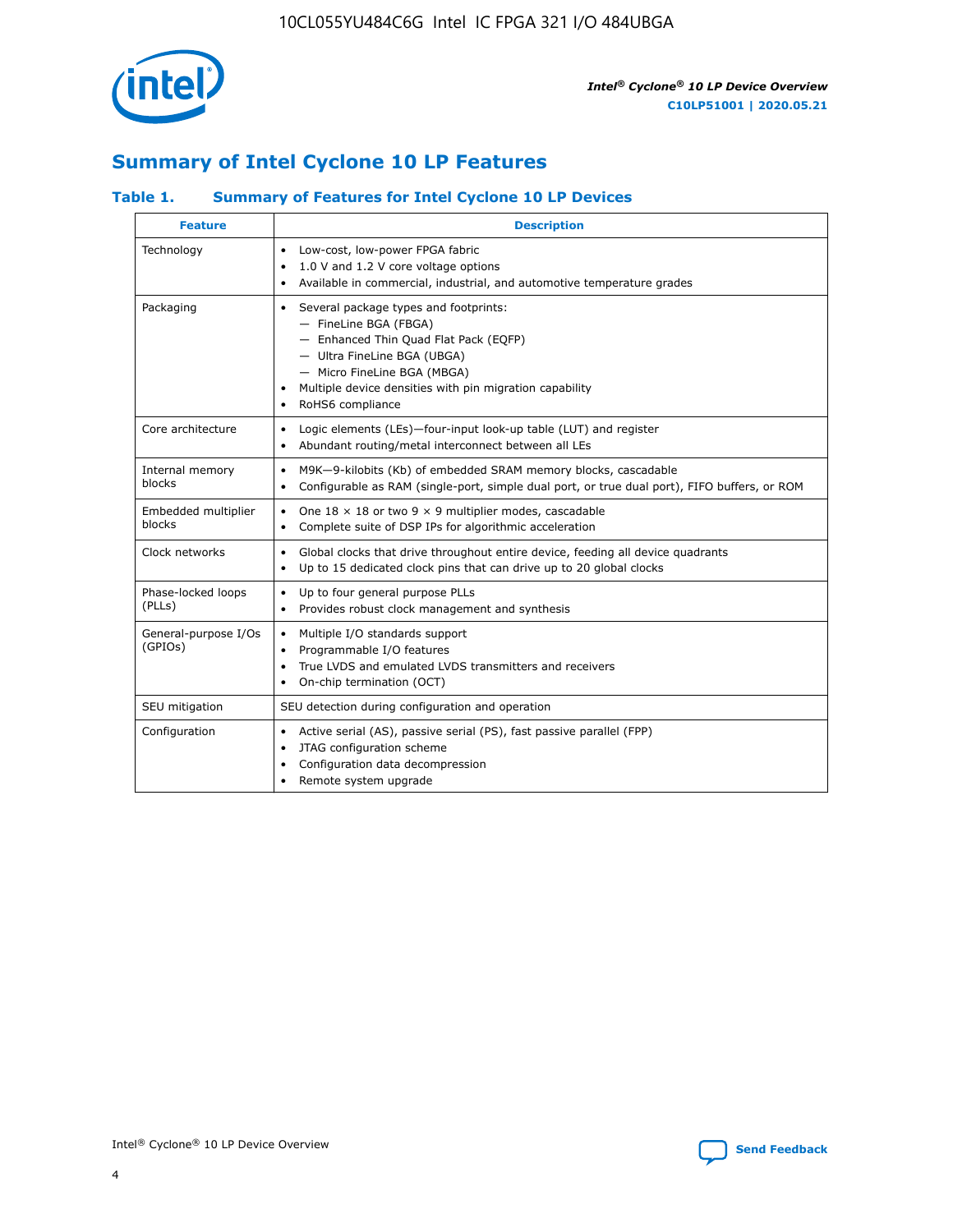## Summary of Intel Cyclone 10 LP Features

### Table 1. Summary of Features for Intel Cyclone 10 LP Devices

| Feature | Description |
| --- | --- |
| Technology | • Low-cost, low-power FPGA fabric<br>• 1.0 V and 1.2 V core voltage options<br>• Available in commercial, industrial, and automotive temperature grades |
| Packaging | • Several package types and footprints:<br>— FineLine BGA (FBGA)<br>— Enhanced Thin Quad Flat Pack (EQFP)<br>— Ultra FineLine BGA (UBGA)<br>— Micro FineLine BGA (MBGA)<br>• Multiple device densities with pin migration capability<br>• RoHS6 compliance |
| Core architecture | • Logic elements (LEs)—four-input look-up table (LUT) and register<br>• Abundant routing/metal interconnect between all LEs |
| Internal memory blocks | • M9K—9-kilobits (Kb) of embedded SRAM memory blocks, cascadable<br>• Configurable as RAM (single-port, simple dual port, or true dual port), FIFO buffers, or ROM |
| Embedded multiplier blocks | • One 18 × 18 or two 9 × 9 multiplier modes, cascadable<br>• Complete suite of DSP IPs for algorithmic acceleration |
| Clock networks | • Global clocks that drive throughout entire device, feeding all device quadrants<br>• Up to 15 dedicated clock pins that can drive up to 20 global clocks |
| Phase-locked loops (PLLs) | • Up to four general purpose PLLs<br>• Provides robust clock management and synthesis |
| General-purpose I/Os (GPIOs) | • Multiple I/O standards support<br>• Programmable I/O features<br>• True LVDS and emulated LVDS transmitters and receivers<br>• On-chip termination (OCT) |
| SEU mitigation | SEU detection during configuration and operation |
| Configuration | • Active serial (AS), passive serial (PS), fast passive parallel (FPP)<br>• JTAG configuration scheme<br>• Configuration data decompression<br>• Remote system upgrade |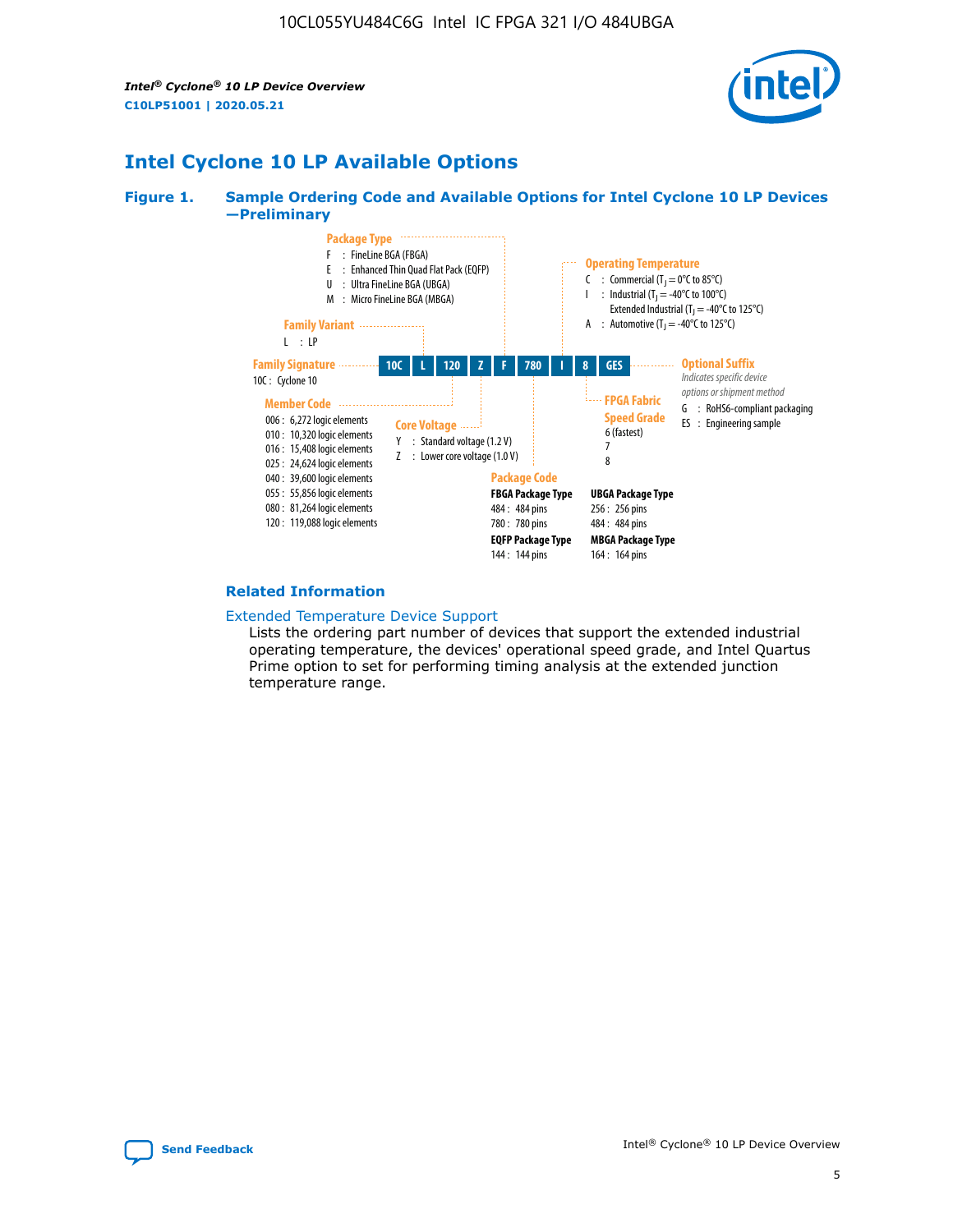# Intel Cyclone 10 LP Available Options

**Figure 1. Sample Ordering Code and Available Options for Intel Cyclone 10 LP Devices —Preliminary**

Sample ordering code: **10C | L | 120 | Z | F | 780 | I | 8 | GES**

**Family Signature**
- 10C : Cyclone 10

**Family Variant**
- L : LP

**Member Code**
- 006 : 6,272 logic elements
- 010 : 10,320 logic elements
- 016 : 15,408 logic elements
- 025 : 24,624 logic elements
- 040 : 39,600 logic elements
- 055 : 55,856 logic elements
- 080 : 81,264 logic elements
- 120 : 119,088 logic elements

**Core Voltage**
- Y : Standard voltage (1.2 V)
- Z : Lower core voltage (1.0 V)

**Package Type**
- F : FineLine BGA (FBGA)
- E : Enhanced Thin Quad Flat Pack (EQFP)
- U : Ultra FineLine BGA (UBGA)
- M : Micro FineLine BGA (MBGA)

**Package Code**

FBGA Package Type
- 484 : 484 pins
- 780 : 780 pins

EQFP Package Type
- 144 : 144 pins

UBGA Package Type
- 256 : 256 pins
- 484 : 484 pins

MBGA Package Type
- 164 : 164 pins

**Operating Temperature**
- C : Commercial ($T_J$ = 0°C to 85°C)
- I : Industrial ($T_J$ = -40°C to 100°C)
  Extended Industrial ($T_J$ = -40°C to 125°C)
- A : Automotive ($T_J$ = -40°C to 125°C)

**FPGA Fabric Speed Grade**
- 6 (fastest)
- 7
- 8

**Optional Suffix**

*Indicates specific device options or shipment method*
- G : RoHS6-compliant packaging
- ES : Engineering sample

## Related Information

Extended Temperature Device Support

Lists the ordering part number of devices that support the extended industrial operating temperature, the devices' operational speed grade, and Intel Quartus Prime option to set for performing timing analysis at the extended junction temperature range.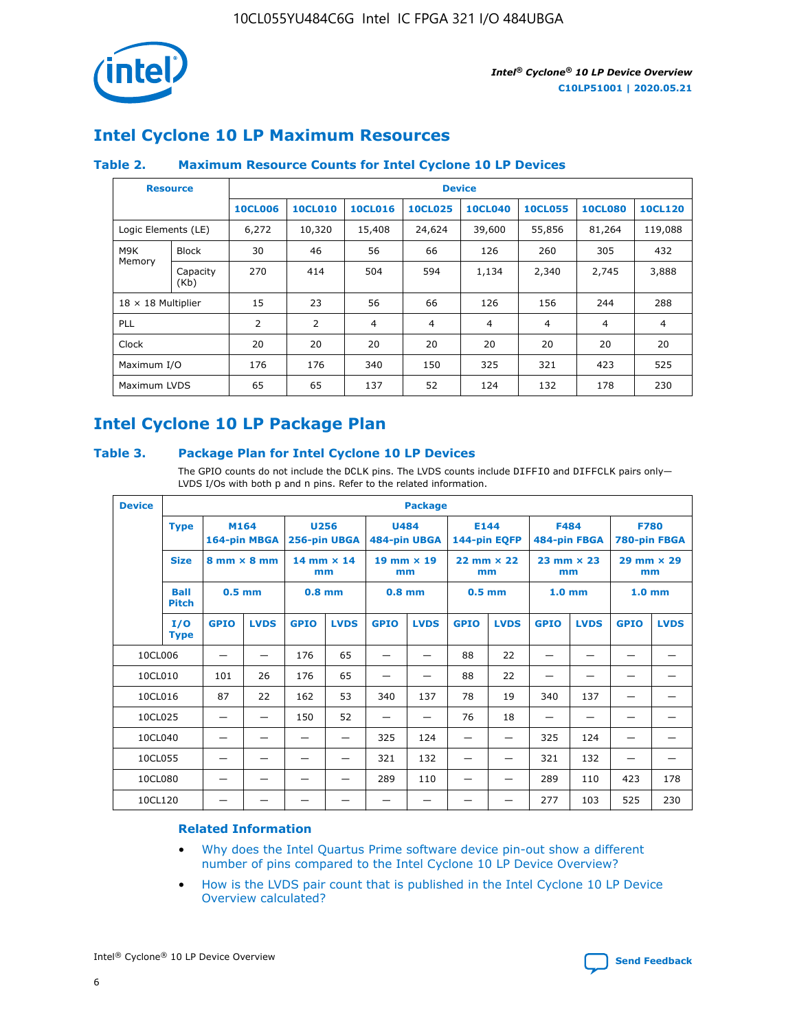## Intel Cyclone 10 LP Maximum Resources

### Table 2. Maximum Resource Counts for Intel Cyclone 10 LP Devices

| Resource | | Device | | | | | | | |
|---|---|---|---|---|---|---|---|---|---|
| | | 10CL006 | 10CL010 | 10CL016 | 10CL025 | 10CL040 | 10CL055 | 10CL080 | 10CL120 |
| Logic Elements (LE) | | 6,272 | 10,320 | 15,408 | 24,624 | 39,600 | 55,856 | 81,264 | 119,088 |
| M9K Memory | Block | 30 | 46 | 56 | 66 | 126 | 260 | 305 | 432 |
| | Capacity (Kb) | 270 | 414 | 504 | 594 | 1,134 | 2,340 | 2,745 | 3,888 |
| 18 × 18 Multiplier | | 15 | 23 | 56 | 66 | 126 | 156 | 244 | 288 |
| PLL | | 2 | 2 | 4 | 4 | 4 | 4 | 4 | 4 |
| Clock | | 20 | 20 | 20 | 20 | 20 | 20 | 20 | 20 |
| Maximum I/O | | 176 | 176 | 340 | 150 | 325 | 321 | 423 | 525 |
| Maximum LVDS | | 65 | 65 | 137 | 52 | 124 | 132 | 178 | 230 |

## Intel Cyclone 10 LP Package Plan

### Table 3. Package Plan for Intel Cyclone 10 LP Devices

The GPIO counts do not include the DCLK pins. The LVDS counts include DIFFIO and DIFFCLK pairs only—LVDS I/Os with both p and n pins. Refer to the related information.

| Device | Package | | | | | | | | | | | |
|---|---|---|---|---|---|---|---|---|---|---|---|---|
| Type | M164 164-pin MBGA | | U256 256-pin UBGA | | U484 484-pin UBGA | | E144 144-pin EQFP | | F484 484-pin FBGA | | F780 780-pin FBGA | |
| Size | 8 mm × 8 mm | | 14 mm × 14 mm | | 19 mm × 19 mm | | 22 mm × 22 mm | | 23 mm × 23 mm | | 29 mm × 29 mm | |
| Ball Pitch | 0.5 mm | | 0.8 mm | | 0.8 mm | | 0.5 mm | | 1.0 mm | | 1.0 mm | |
| I/O Type | GPIO | LVDS | GPIO | LVDS | GPIO | LVDS | GPIO | LVDS | GPIO | LVDS | GPIO | LVDS |
| 10CL006 | — | — | 176 | 65 | — | — | 88 | 22 | — | — | — | — |
| 10CL010 | 101 | 26 | 176 | 65 | — | — | 88 | 22 | — | — | — | — |
| 10CL016 | 87 | 22 | 162 | 53 | 340 | 137 | 78 | 19 | 340 | 137 | — | — |
| 10CL025 | — | — | 150 | 52 | — | — | 76 | 18 | — | — | — | — |
| 10CL040 | — | — | — | — | 325 | 124 | — | — | 325 | 124 | — | — |
| 10CL055 | — | — | — | — | 321 | 132 | — | — | 321 | 132 | — | — |
| 10CL080 | — | — | — | — | 289 | 110 | — | — | 289 | 110 | 423 | 178 |
| 10CL120 | — | — | — | — | — | — | — | — | 277 | 103 | 525 | 230 |

#### Related Information

- Why does the Intel Quartus Prime software device pin-out show a different number of pins compared to the Intel Cyclone 10 LP Device Overview?
- How is the LVDS pair count that is published in the Intel Cyclone 10 LP Device Overview calculated?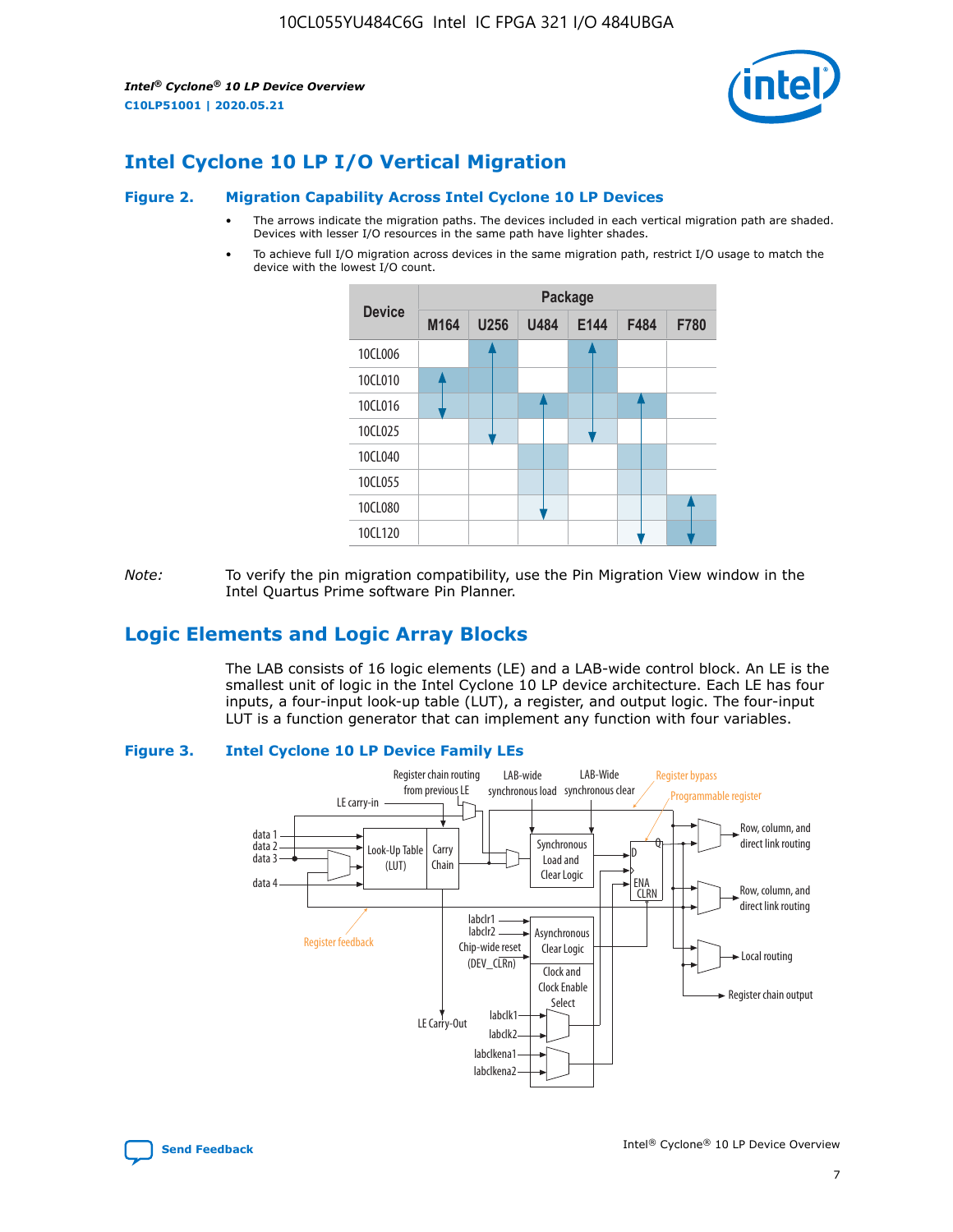## Intel Cyclone 10 LP I/O Vertical Migration

### Figure 2. Migration Capability Across Intel Cyclone 10 LP Devices

- The arrows indicate the migration paths. The devices included in each vertical migration path are shaded. Devices with lesser I/O resources in the same path have lighter shades.
- To achieve full I/O migration across devices in the same migration path, restrict I/O usage to match the device with the lowest I/O count.

| Device | Package | | | | | |
|---|---|---|---|---|---|---|
| | M164 | U256 | U484 | E144 | F484 | F780 |
| 10CL006 | | | | | | |
| 10CL010 | | | | | | |
| 10CL016 | | | | | | |
| 10CL025 | | | | | | |
| 10CL040 | | | | | | |
| 10CL055 | | | | | | |
| 10CL080 | | | | | | |
| 10CL120 | | | | | | |

*Note:* To verify the pin migration compatibility, use the Pin Migration View window in the Intel Quartus Prime software Pin Planner.

## Logic Elements and Logic Array Blocks

The LAB consists of 16 logic elements (LE) and a LAB-wide control block. An LE is the smallest unit of logic in the Intel Cyclone 10 LP device architecture. Each LE has four inputs, a four-input look-up table (LUT), a register, and output logic. The four-input LUT is a function generator that can implement any function with four variables.

### Figure 3. Intel Cyclone 10 LP Device Family LEs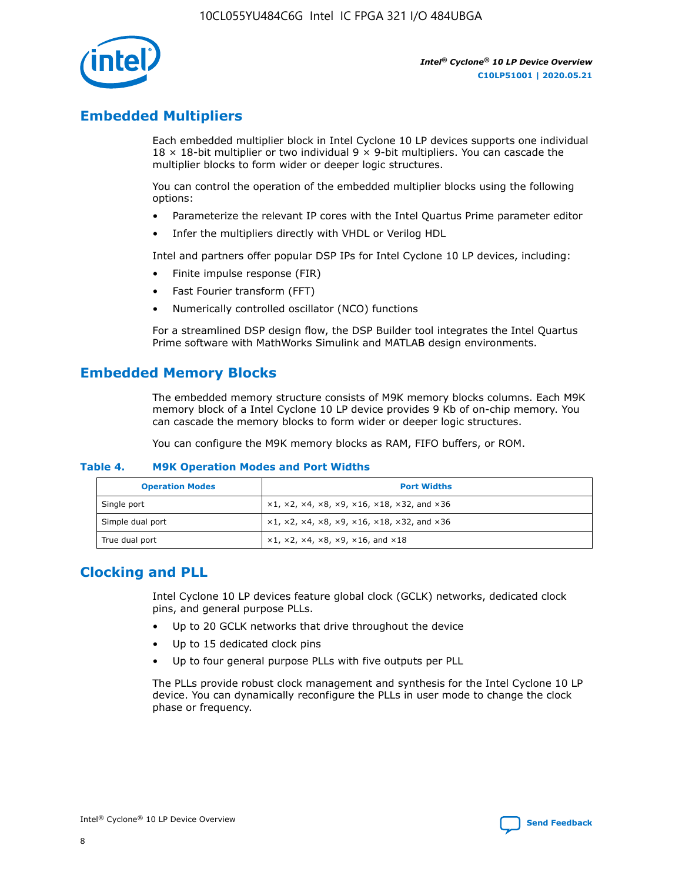## Embedded Multipliers

Each embedded multiplier block in Intel Cyclone 10 LP devices supports one individual 18 × 18-bit multiplier or two individual 9 × 9-bit multipliers. You can cascade the multiplier blocks to form wider or deeper logic structures.

You can control the operation of the embedded multiplier blocks using the following options:

- Parameterize the relevant IP cores with the Intel Quartus Prime parameter editor
- Infer the multipliers directly with VHDL or Verilog HDL

Intel and partners offer popular DSP IPs for Intel Cyclone 10 LP devices, including:

- Finite impulse response (FIR)
- Fast Fourier transform (FFT)
- Numerically controlled oscillator (NCO) functions

For a streamlined DSP design flow, the DSP Builder tool integrates the Intel Quartus Prime software with MathWorks Simulink and MATLAB design environments.

## Embedded Memory Blocks

The embedded memory structure consists of M9K memory blocks columns. Each M9K memory block of a Intel Cyclone 10 LP device provides 9 Kb of on-chip memory. You can cascade the memory blocks to form wider or deeper logic structures.

You can configure the M9K memory blocks as RAM, FIFO buffers, or ROM.

**Table 4. M9K Operation Modes and Port Widths**

| Operation Modes | Port Widths |
|---|---|
| Single port | ×1, ×2, ×4, ×8, ×9, ×16, ×18, ×32, and ×36 |
| Simple dual port | ×1, ×2, ×4, ×8, ×9, ×16, ×18, ×32, and ×36 |
| True dual port | ×1, ×2, ×4, ×8, ×9, ×16, and ×18 |

## Clocking and PLL

Intel Cyclone 10 LP devices feature global clock (GCLK) networks, dedicated clock pins, and general purpose PLLs.

- Up to 20 GCLK networks that drive throughout the device
- Up to 15 dedicated clock pins
- Up to four general purpose PLLs with five outputs per PLL

The PLLs provide robust clock management and synthesis for the Intel Cyclone 10 LP device. You can dynamically reconfigure the PLLs in user mode to change the clock phase or frequency.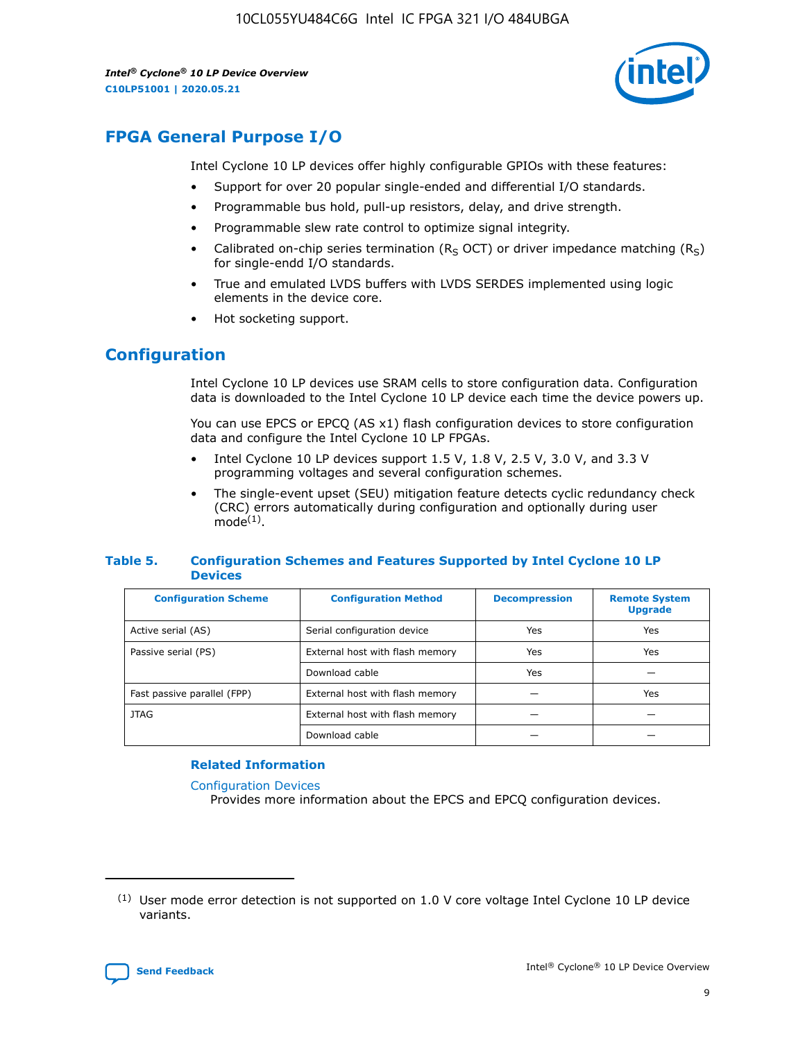# FPGA General Purpose I/O

Intel Cyclone 10 LP devices offer highly configurable GPIOs with these features:

- Support for over 20 popular single-ended and differential I/O standards.
- Programmable bus hold, pull-up resistors, delay, and drive strength.
- Programmable slew rate control to optimize signal integrity.
- Calibrated on-chip series termination ($R_S$ OCT) or driver impedance matching ($R_S$) for single-endd I/O standards.
- True and emulated LVDS buffers with LVDS SERDES implemented using logic elements in the device core.
- Hot socketing support.

# Configuration

Intel Cyclone 10 LP devices use SRAM cells to store configuration data. Configuration data is downloaded to the Intel Cyclone 10 LP device each time the device powers up.

You can use EPCS or EPCQ (AS x1) flash configuration devices to store configuration data and configure the Intel Cyclone 10 LP FPGAs.

- Intel Cyclone 10 LP devices support 1.5 V, 1.8 V, 2.5 V, 3.0 V, and 3.3 V programming voltages and several configuration schemes.
- The single-event upset (SEU) mitigation feature detects cyclic redundancy check (CRC) errors automatically during configuration and optionally during user mode[(1)].

**Table 5. Configuration Schemes and Features Supported by Intel Cyclone 10 LP Devices**

| Configuration Scheme | Configuration Method | Decompression | Remote System Upgrade |
|---|---|---|---|
| Active serial (AS) | Serial configuration device | Yes | Yes |
| Passive serial (PS) | External host with flash memory | Yes | Yes |
| | Download cable | Yes | — |
| Fast passive parallel (FPP) | External host with flash memory | — | Yes |
| JTAG | External host with flash memory | — | — |
| | Download cable | — | — |

**Related Information**

Configuration Devices
Provides more information about the EPCS and EPCQ configuration devices.

(1) User mode error detection is not supported on 1.0 V core voltage Intel Cyclone 10 LP device variants.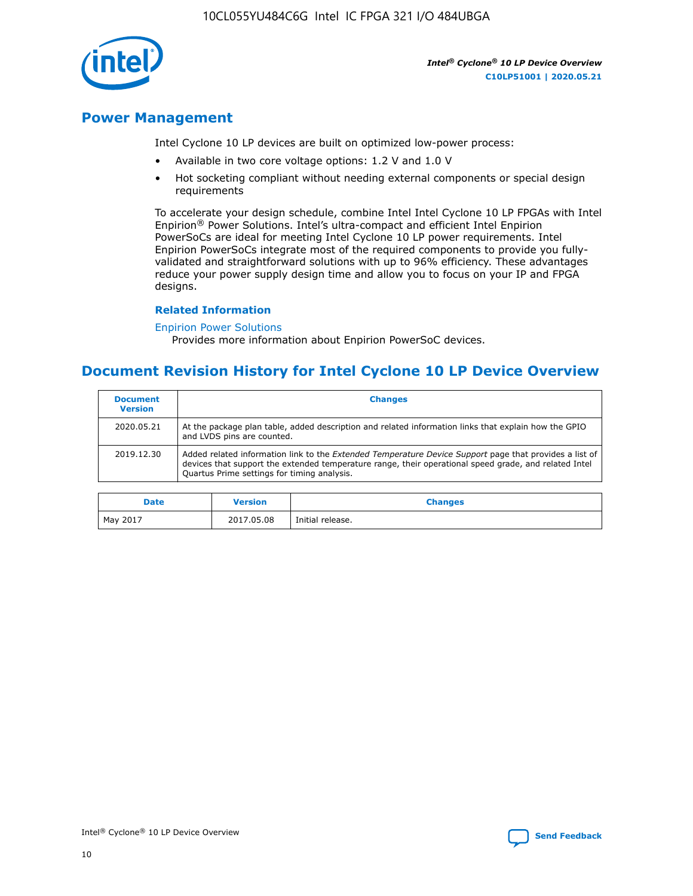## Power Management

Intel Cyclone 10 LP devices are built on optimized low-power process:

- Available in two core voltage options: 1.2 V and 1.0 V
- Hot socketing compliant without needing external components or special design requirements

To accelerate your design schedule, combine Intel Intel Cyclone 10 LP FPGAs with Intel Enpirion® Power Solutions. Intel's ultra-compact and efficient Intel Enpirion PowerSoCs are ideal for meeting Intel Cyclone 10 LP power requirements. Intel Enpirion PowerSoCs integrate most of the required components to provide you fully-validated and straightforward solutions with up to 96% efficiency. These advantages reduce your power supply design time and allow you to focus on your IP and FPGA designs.

### Related Information

Enpirion Power Solutions
Provides more information about Enpirion PowerSoC devices.

## Document Revision History for Intel Cyclone 10 LP Device Overview

| Document Version | Changes |
| --- | --- |
| 2020.05.21 | At the package plan table, added description and related information links that explain how the GPIO and LVDS pins are counted. |
| 2019.12.30 | Added related information link to the *Extended Temperature Device Support* page that provides a list of devices that support the extended temperature range, their operational speed grade, and related Intel Quartus Prime settings for timing analysis. |

| Date | Version | Changes |
| --- | --- | --- |
| May 2017 | 2017.05.08 | Initial release. |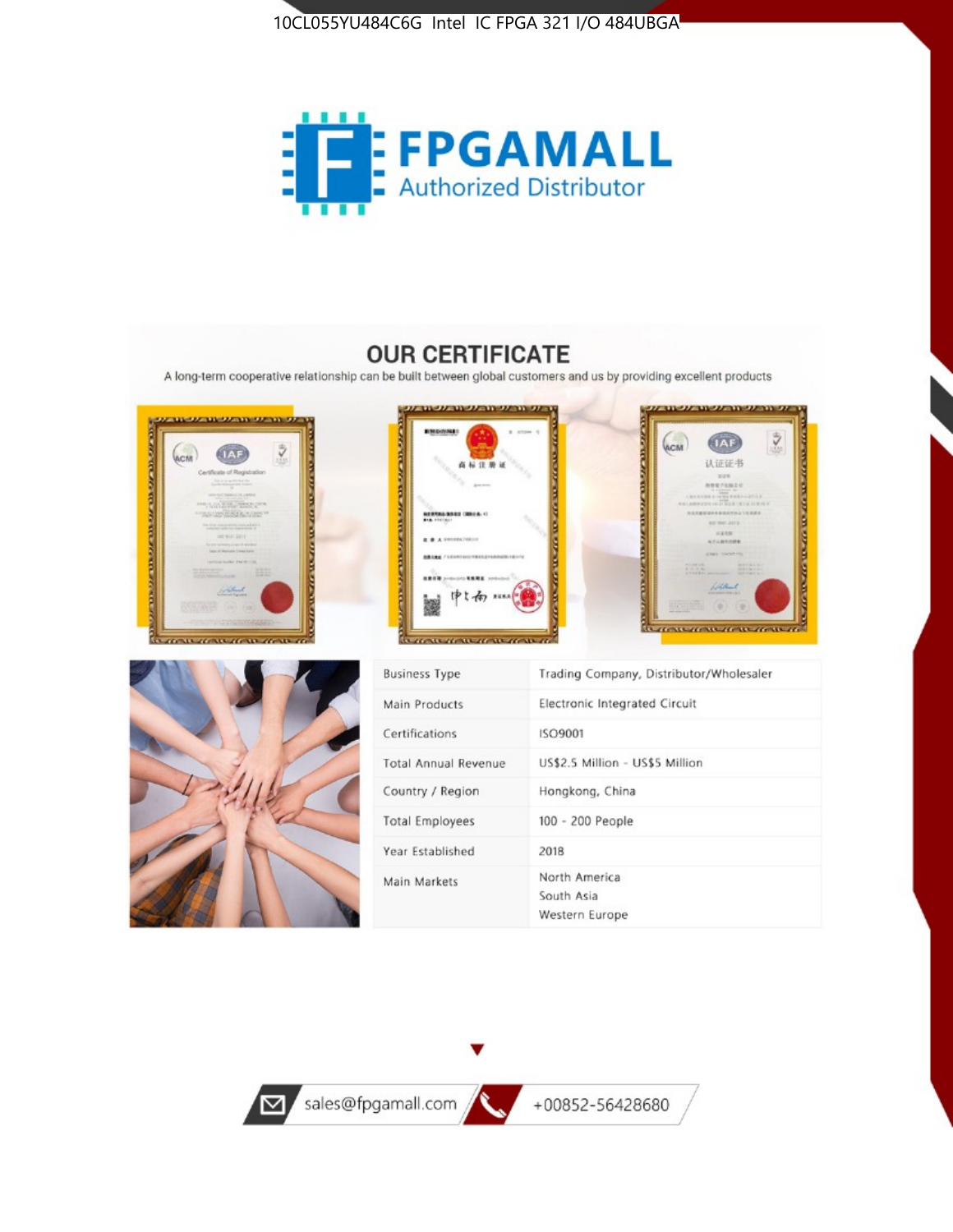FPGAMALL
Authorized Distributor

## OUR CERTIFICATE

A long-term cooperative relationship can be built between global customers and us by providing excellent products

| | |
|---|---|
| Business Type | Trading Company, Distributor/Wholesaler |
| Main Products | Electronic Integrated Circuit |
| Certifications | ISO9001 |
| Total Annual Revenue | US$2.5 Million - US$5 Million |
| Country / Region | Hongkong, China |
| Total Employees | 100 - 200 People |
| Year Established | 2018 |
| Main Markets | North America<br>South Asia<br>Western Europe |

sales@fpgamall.com

+00852-56428680